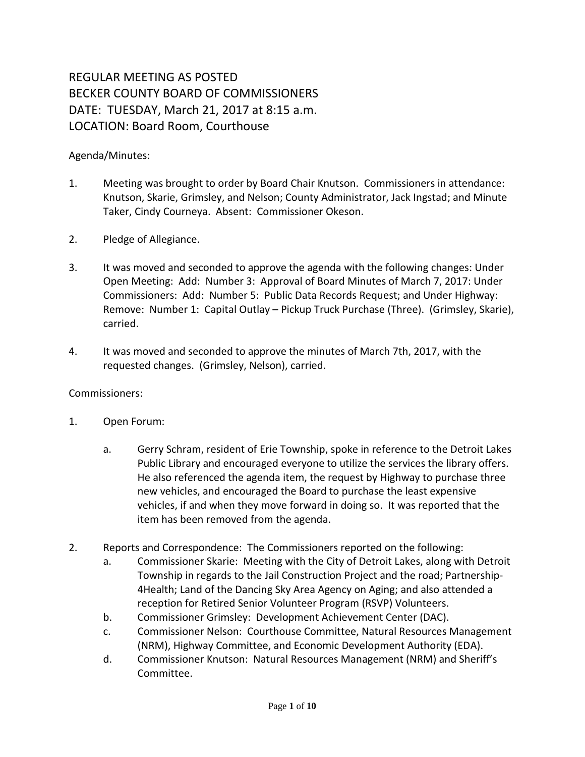# REGULAR MEETING AS POSTED
# BECKER COUNTY BOARD OF COMMISSIONERS
# DATE: TUESDAY, March 21, 2017 at 8:15 a.m.
# LOCATION: Board Room, Courthouse

Agenda/Minutes:

1. Meeting was brought to order by Board Chair Knutson. Commissioners in attendance: Knutson, Skarie, Grimsley, and Nelson; County Administrator, Jack Ingstad; and Minute Taker, Cindy Courneya. Absent: Commissioner Okeson.

2. Pledge of Allegiance.

3. It was moved and seconded to approve the agenda with the following changes: Under Open Meeting: Add: Number 3: Approval of Board Minutes of March 7, 2017: Under Commissioners: Add: Number 5: Public Data Records Request; and Under Highway: Remove: Number 1: Capital Outlay – Pickup Truck Purchase (Three). (Grimsley, Skarie), carried.

4. It was moved and seconded to approve the minutes of March 7th, 2017, with the requested changes. (Grimsley, Nelson), carried.

Commissioners:

1. Open Forum:

   a. Gerry Schram, resident of Erie Township, spoke in reference to the Detroit Lakes Public Library and encouraged everyone to utilize the services the library offers. He also referenced the agenda item, the request by Highway to purchase three new vehicles, and encouraged the Board to purchase the least expensive vehicles, if and when they move forward in doing so. It was reported that the item has been removed from the agenda.

2. Reports and Correspondence: The Commissioners reported on the following:
   a. Commissioner Skarie: Meeting with the City of Detroit Lakes, along with Detroit Township in regards to the Jail Construction Project and the road; Partnership-4Health; Land of the Dancing Sky Area Agency on Aging; and also attended a reception for Retired Senior Volunteer Program (RSVP) Volunteers.
   b. Commissioner Grimsley: Development Achievement Center (DAC).
   c. Commissioner Nelson: Courthouse Committee, Natural Resources Management (NRM), Highway Committee, and Economic Development Authority (EDA).
   d. Commissioner Knutson: Natural Resources Management (NRM) and Sheriff's Committee.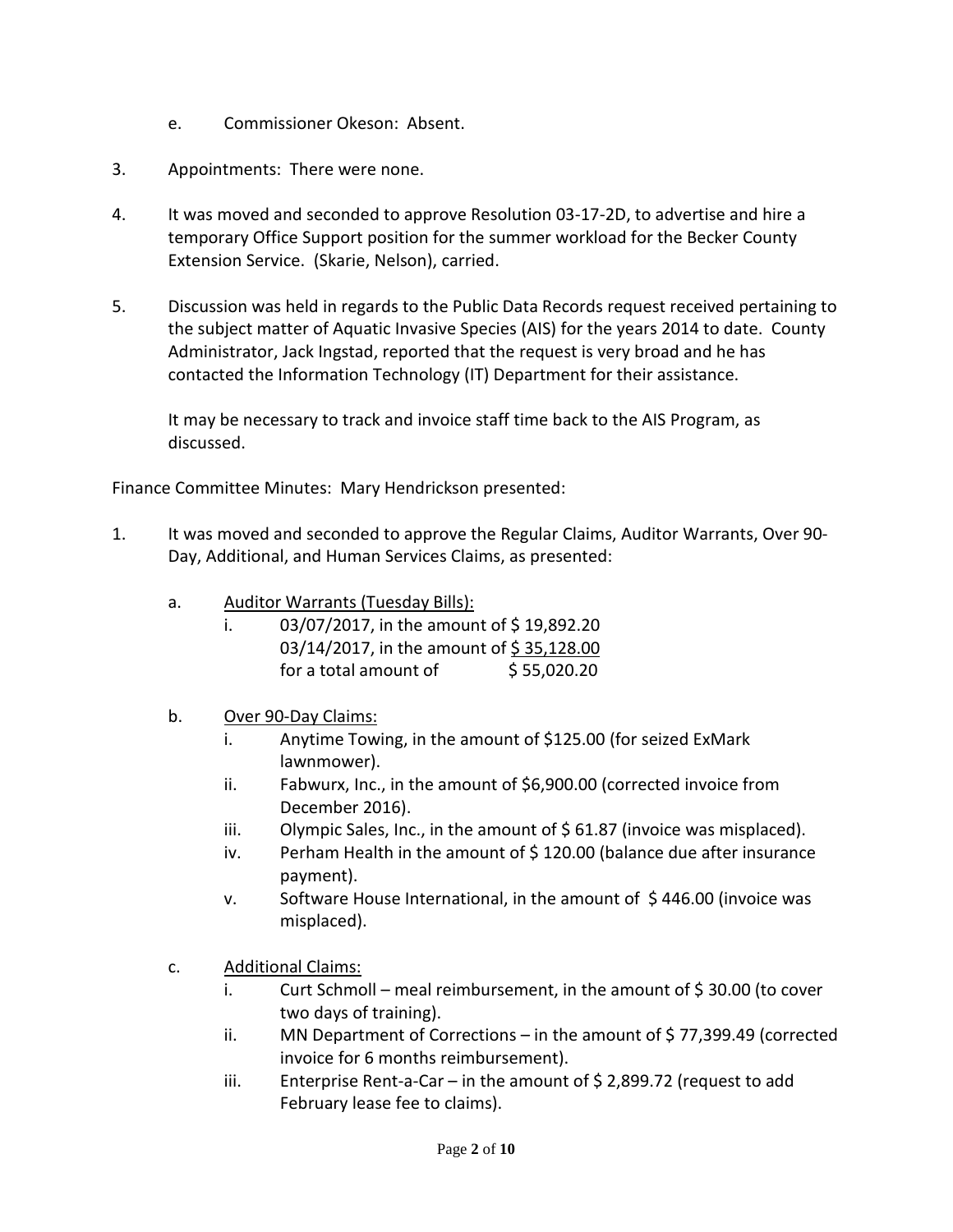e. Commissioner Okeson: Absent.

3. Appointments: There were none.

4. It was moved and seconded to approve Resolution 03-17-2D, to advertise and hire a temporary Office Support position for the summer workload for the Becker County Extension Service. (Skarie, Nelson), carried.

5. Discussion was held in regards to the Public Data Records request received pertaining to the subject matter of Aquatic Invasive Species (AIS) for the years 2014 to date. County Administrator, Jack Ingstad, reported that the request is very broad and he has contacted the Information Technology (IT) Department for their assistance.

   It may be necessary to track and invoice staff time back to the AIS Program, as discussed.

Finance Committee Minutes: Mary Hendrickson presented:

1. It was moved and seconded to approve the Regular Claims, Auditor Warrants, Over 90-Day, Additional, and Human Services Claims, as presented:

   a. Auditor Warrants (Tuesday Bills):
      i. 03/07/2017, in the amount of $ 19,892.20
         03/14/2017, in the amount of $ 35,128.00
         for a total amount of $ 55,020.20

   b. Over 90-Day Claims:
      i. Anytime Towing, in the amount of $125.00 (for seized ExMark lawnmower).
      ii. Fabwurx, Inc., in the amount of $6,900.00 (corrected invoice from December 2016).
      iii. Olympic Sales, Inc., in the amount of $ 61.87 (invoice was misplaced).
      iv. Perham Health in the amount of $ 120.00 (balance due after insurance payment).
      v. Software House International, in the amount of $ 446.00 (invoice was misplaced).

   c. Additional Claims:
      i. Curt Schmoll – meal reimbursement, in the amount of $ 30.00 (to cover two days of training).
      ii. MN Department of Corrections – in the amount of $ 77,399.49 (corrected invoice for 6 months reimbursement).
      iii. Enterprise Rent-a-Car – in the amount of $ 2,899.72 (request to add February lease fee to claims).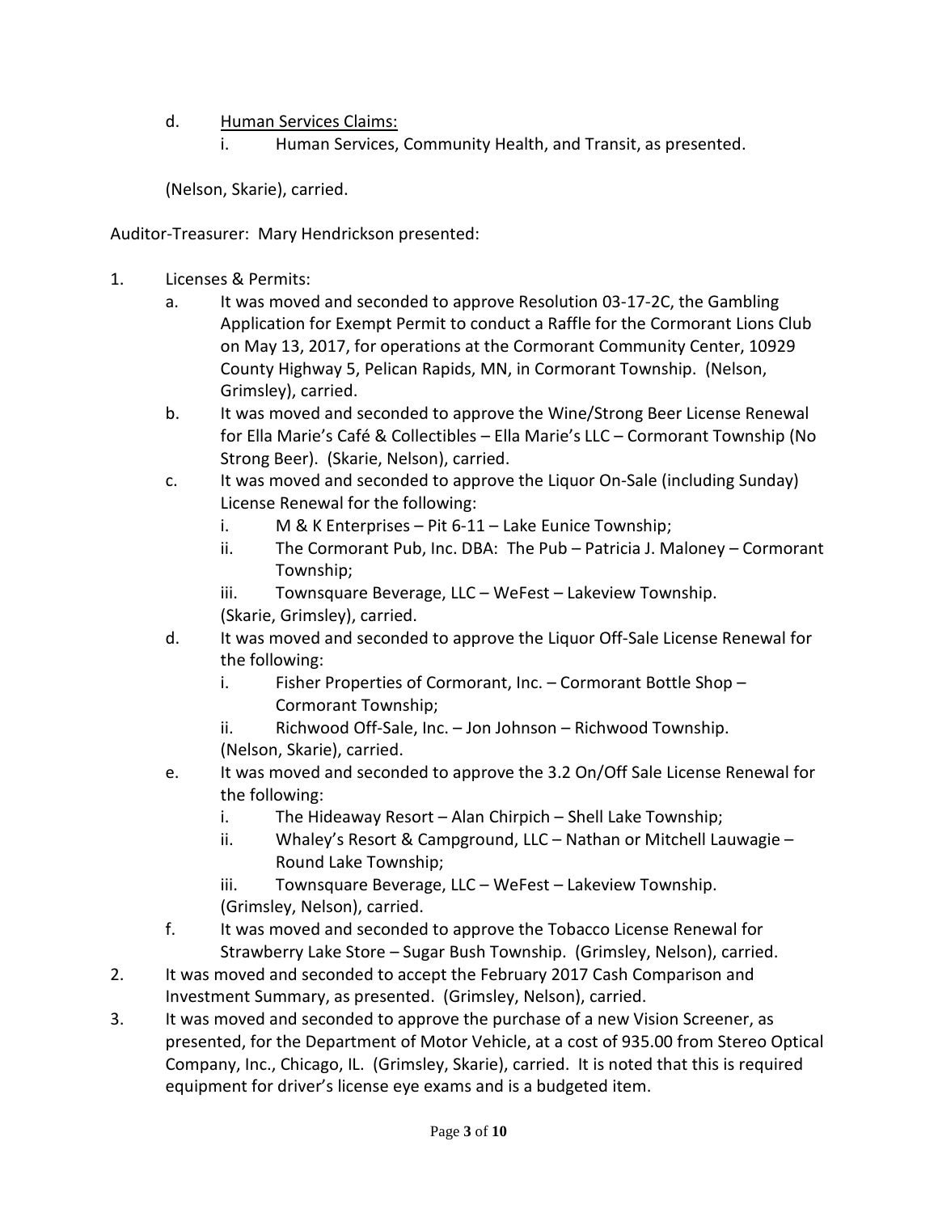d. <u>Human Services Claims:</u>
   i. Human Services, Community Health, and Transit, as presented.

(Nelson, Skarie), carried.

Auditor-Treasurer: Mary Hendrickson presented:

1. Licenses & Permits:
   a. It was moved and seconded to approve Resolution 03-17-2C, the Gambling Application for Exempt Permit to conduct a Raffle for the Cormorant Lions Club on May 13, 2017, for operations at the Cormorant Community Center, 10929 County Highway 5, Pelican Rapids, MN, in Cormorant Township. (Nelson, Grimsley), carried.
   b. It was moved and seconded to approve the Wine/Strong Beer License Renewal for Ella Marie's Café & Collectibles – Ella Marie's LLC – Cormorant Township (No Strong Beer). (Skarie, Nelson), carried.
   c. It was moved and seconded to approve the Liquor On-Sale (including Sunday) License Renewal for the following:
      i. M & K Enterprises – Pit 6-11 – Lake Eunice Township;
      ii. The Cormorant Pub, Inc. DBA: The Pub – Patricia J. Maloney – Cormorant Township;
      iii. Townsquare Beverage, LLC – WeFest – Lakeview Township.

      (Skarie, Grimsley), carried.
   d. It was moved and seconded to approve the Liquor Off-Sale License Renewal for the following:
      i. Fisher Properties of Cormorant, Inc. – Cormorant Bottle Shop – Cormorant Township;
      ii. Richwood Off-Sale, Inc. – Jon Johnson – Richwood Township.

      (Nelson, Skarie), carried.
   e. It was moved and seconded to approve the 3.2 On/Off Sale License Renewal for the following:
      i. The Hideaway Resort – Alan Chirpich – Shell Lake Township;
      ii. Whaley's Resort & Campground, LLC – Nathan or Mitchell Lauwagie – Round Lake Township;
      iii. Townsquare Beverage, LLC – WeFest – Lakeview Township.

      (Grimsley, Nelson), carried.
   f. It was moved and seconded to approve the Tobacco License Renewal for Strawberry Lake Store – Sugar Bush Township. (Grimsley, Nelson), carried.
2. It was moved and seconded to accept the February 2017 Cash Comparison and Investment Summary, as presented. (Grimsley, Nelson), carried.
3. It was moved and seconded to approve the purchase of a new Vision Screener, as presented, for the Department of Motor Vehicle, at a cost of 935.00 from Stereo Optical Company, Inc., Chicago, IL. (Grimsley, Skarie), carried. It is noted that this is required equipment for driver's license eye exams and is a budgeted item.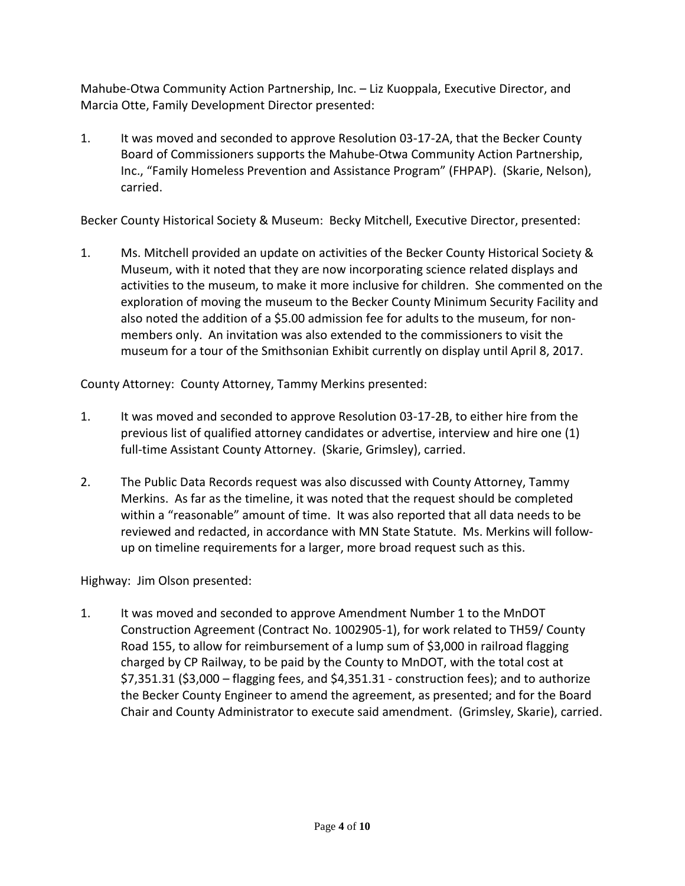Mahube-Otwa Community Action Partnership, Inc. – Liz Kuoppala, Executive Director, and Marcia Otte, Family Development Director presented:

1. It was moved and seconded to approve Resolution 03-17-2A, that the Becker County Board of Commissioners supports the Mahube-Otwa Community Action Partnership, Inc., "Family Homeless Prevention and Assistance Program" (FHPAP). (Skarie, Nelson), carried.

Becker County Historical Society & Museum: Becky Mitchell, Executive Director, presented:

1. Ms. Mitchell provided an update on activities of the Becker County Historical Society & Museum, with it noted that they are now incorporating science related displays and activities to the museum, to make it more inclusive for children. She commented on the exploration of moving the museum to the Becker County Minimum Security Facility and also noted the addition of a $5.00 admission fee for adults to the museum, for non-members only. An invitation was also extended to the commissioners to visit the museum for a tour of the Smithsonian Exhibit currently on display until April 8, 2017.

County Attorney: County Attorney, Tammy Merkins presented:

1. It was moved and seconded to approve Resolution 03-17-2B, to either hire from the previous list of qualified attorney candidates or advertise, interview and hire one (1) full-time Assistant County Attorney. (Skarie, Grimsley), carried.

2. The Public Data Records request was also discussed with County Attorney, Tammy Merkins. As far as the timeline, it was noted that the request should be completed within a "reasonable" amount of time. It was also reported that all data needs to be reviewed and redacted, in accordance with MN State Statute. Ms. Merkins will follow-up on timeline requirements for a larger, more broad request such as this.

Highway: Jim Olson presented:

1. It was moved and seconded to approve Amendment Number 1 to the MnDOT Construction Agreement (Contract No. 1002905-1), for work related to TH59/ County Road 155, to allow for reimbursement of a lump sum of $3,000 in railroad flagging charged by CP Railway, to be paid by the County to MnDOT, with the total cost at $7,351.31 ($3,000 – flagging fees, and $4,351.31 - construction fees); and to authorize the Becker County Engineer to amend the agreement, as presented; and for the Board Chair and County Administrator to execute said amendment. (Grimsley, Skarie), carried.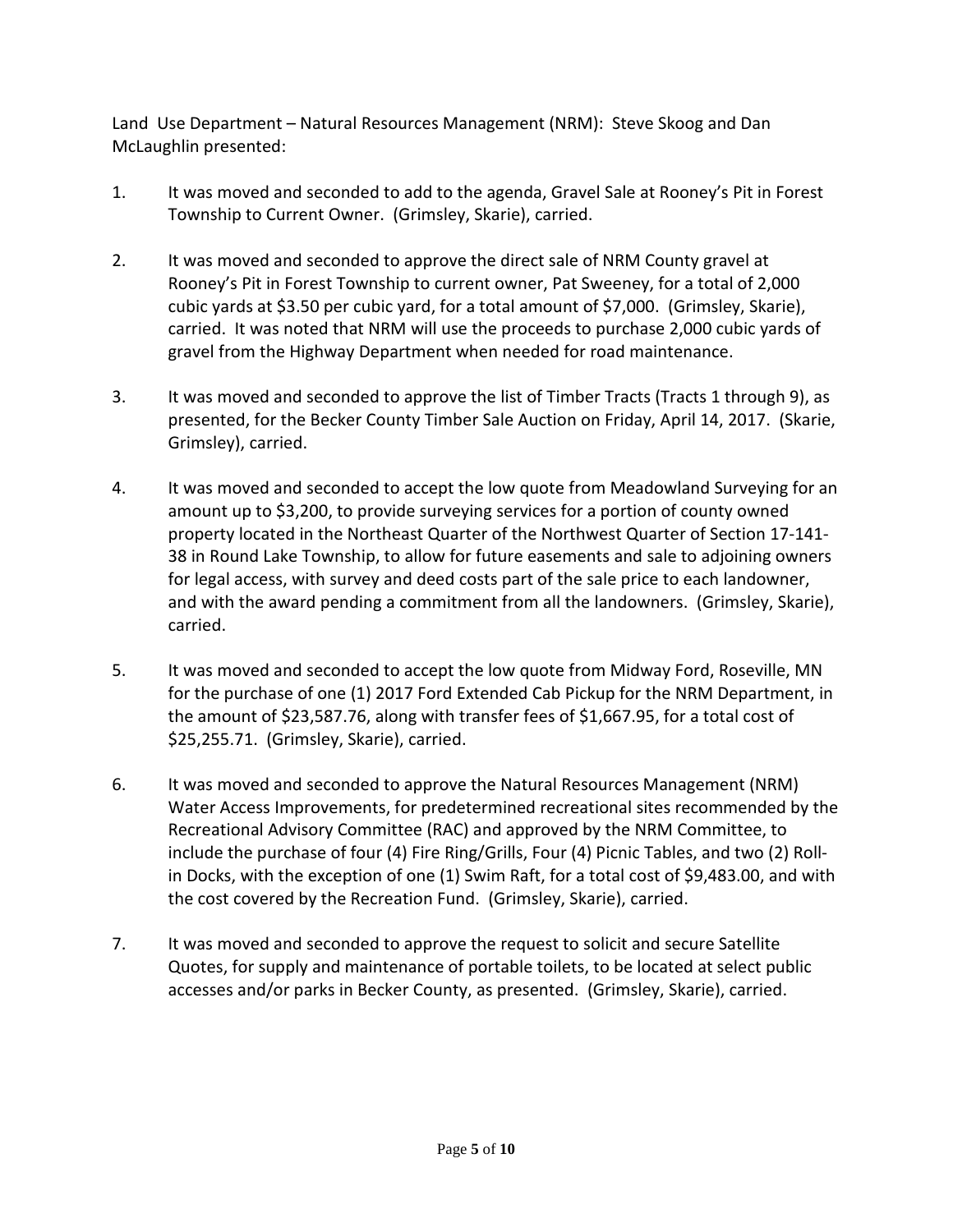Land Use Department – Natural Resources Management (NRM): Steve Skoog and Dan McLaughlin presented:

1. It was moved and seconded to add to the agenda, Gravel Sale at Rooney's Pit in Forest Township to Current Owner. (Grimsley, Skarie), carried.

2. It was moved and seconded to approve the direct sale of NRM County gravel at Rooney's Pit in Forest Township to current owner, Pat Sweeney, for a total of 2,000 cubic yards at $3.50 per cubic yard, for a total amount of $7,000. (Grimsley, Skarie), carried. It was noted that NRM will use the proceeds to purchase 2,000 cubic yards of gravel from the Highway Department when needed for road maintenance.

3. It was moved and seconded to approve the list of Timber Tracts (Tracts 1 through 9), as presented, for the Becker County Timber Sale Auction on Friday, April 14, 2017. (Skarie, Grimsley), carried.

4. It was moved and seconded to accept the low quote from Meadowland Surveying for an amount up to $3,200, to provide surveying services for a portion of county owned property located in the Northeast Quarter of the Northwest Quarter of Section 17-141-38 in Round Lake Township, to allow for future easements and sale to adjoining owners for legal access, with survey and deed costs part of the sale price to each landowner, and with the award pending a commitment from all the landowners. (Grimsley, Skarie), carried.

5. It was moved and seconded to accept the low quote from Midway Ford, Roseville, MN for the purchase of one (1) 2017 Ford Extended Cab Pickup for the NRM Department, in the amount of $23,587.76, along with transfer fees of $1,667.95, for a total cost of $25,255.71. (Grimsley, Skarie), carried.

6. It was moved and seconded to approve the Natural Resources Management (NRM) Water Access Improvements, for predetermined recreational sites recommended by the Recreational Advisory Committee (RAC) and approved by the NRM Committee, to include the purchase of four (4) Fire Ring/Grills, Four (4) Picnic Tables, and two (2) Roll-in Docks, with the exception of one (1) Swim Raft, for a total cost of $9,483.00, and with the cost covered by the Recreation Fund. (Grimsley, Skarie), carried.

7. It was moved and seconded to approve the request to solicit and secure Satellite Quotes, for supply and maintenance of portable toilets, to be located at select public accesses and/or parks in Becker County, as presented. (Grimsley, Skarie), carried.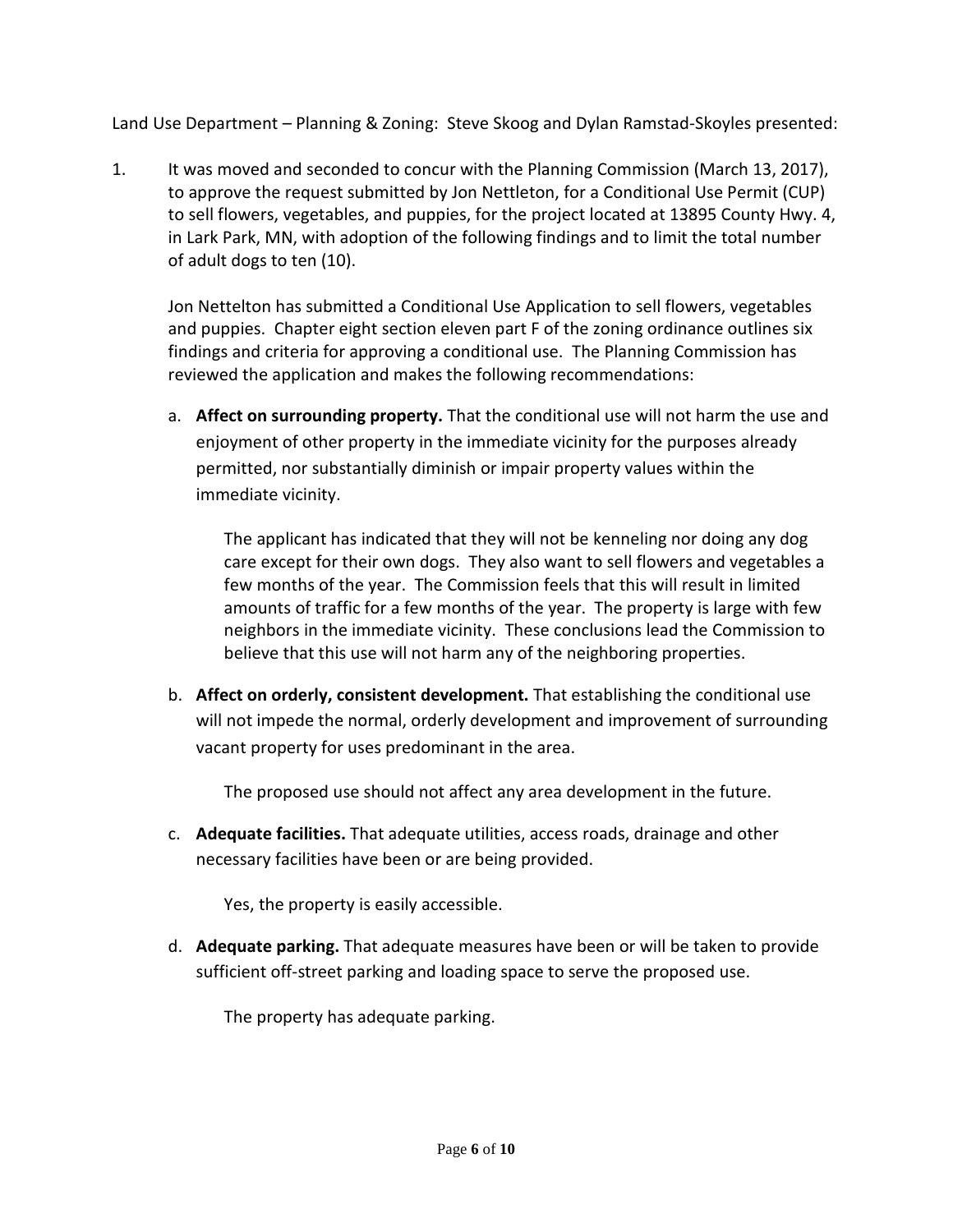Land Use Department – Planning & Zoning: Steve Skoog and Dylan Ramstad-Skoyles presented:

1. It was moved and seconded to concur with the Planning Commission (March 13, 2017), to approve the request submitted by Jon Nettleton, for a Conditional Use Permit (CUP) to sell flowers, vegetables, and puppies, for the project located at 13895 County Hwy. 4, in Lark Park, MN, with adoption of the following findings and to limit the total number of adult dogs to ten (10).

   Jon Nettelton has submitted a Conditional Use Application to sell flowers, vegetables and puppies. Chapter eight section eleven part F of the zoning ordinance outlines six findings and criteria for approving a conditional use. The Planning Commission has reviewed the application and makes the following recommendations:

   a. **Affect on surrounding property.** That the conditional use will not harm the use and enjoyment of other property in the immediate vicinity for the purposes already permitted, nor substantially diminish or impair property values within the immediate vicinity.

      The applicant has indicated that they will not be kenneling nor doing any dog care except for their own dogs. They also want to sell flowers and vegetables a few months of the year. The Commission feels that this will result in limited amounts of traffic for a few months of the year. The property is large with few neighbors in the immediate vicinity. These conclusions lead the Commission to believe that this use will not harm any of the neighboring properties.

   b. **Affect on orderly, consistent development.** That establishing the conditional use will not impede the normal, orderly development and improvement of surrounding vacant property for uses predominant in the area.

      The proposed use should not affect any area development in the future.

   c. **Adequate facilities.** That adequate utilities, access roads, drainage and other necessary facilities have been or are being provided.

      Yes, the property is easily accessible.

   d. **Adequate parking.** That adequate measures have been or will be taken to provide sufficient off-street parking and loading space to serve the proposed use.

      The property has adequate parking.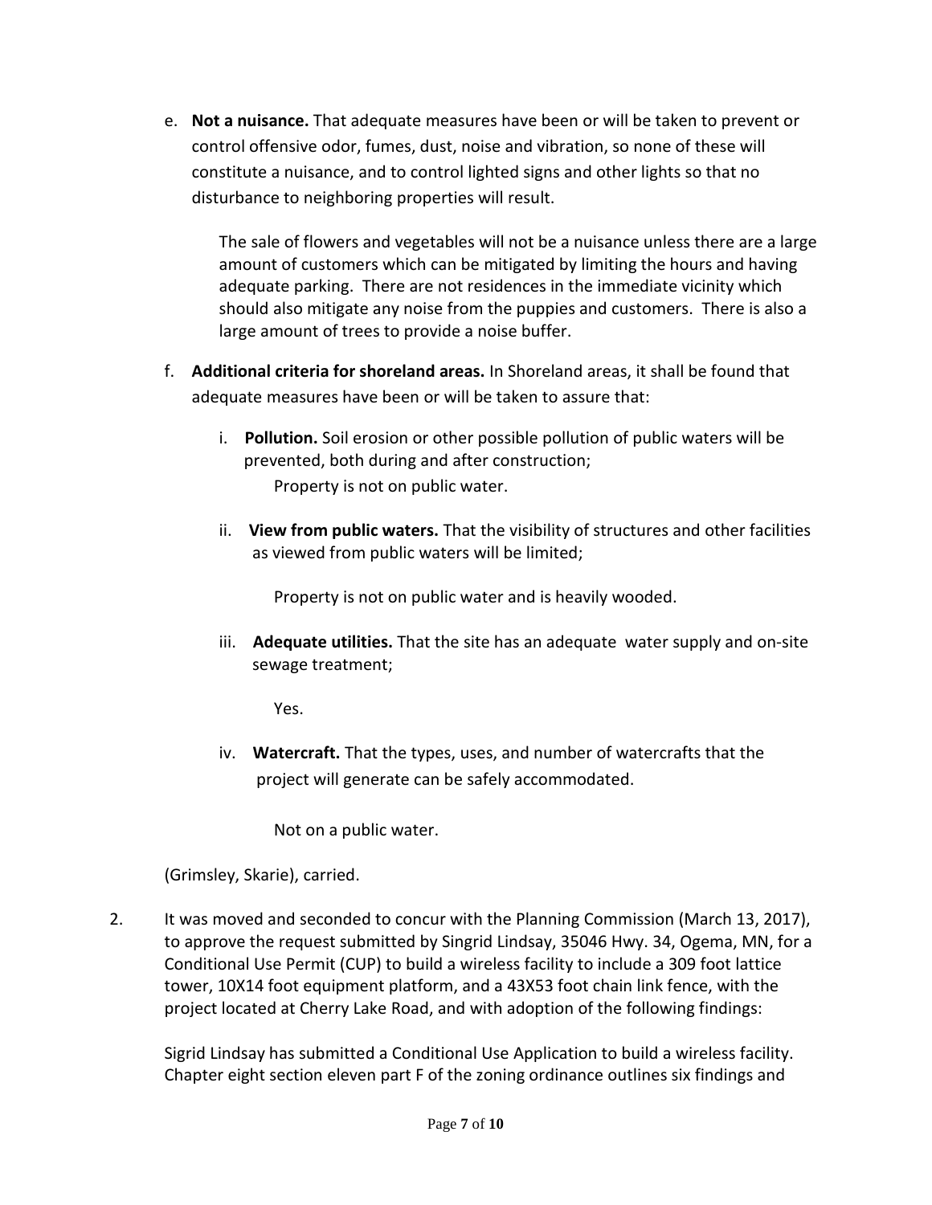e. **Not a nuisance.** That adequate measures have been or will be taken to prevent or control offensive odor, fumes, dust, noise and vibration, so none of these will constitute a nuisance, and to control lighted signs and other lights so that no disturbance to neighboring properties will result.

   The sale of flowers and vegetables will not be a nuisance unless there are a large amount of customers which can be mitigated by limiting the hours and having adequate parking. There are not residences in the immediate vicinity which should also mitigate any noise from the puppies and customers. There is also a large amount of trees to provide a noise buffer.

f. **Additional criteria for shoreland areas.** In Shoreland areas, it shall be found that adequate measures have been or will be taken to assure that:

   i. **Pollution.** Soil erosion or other possible pollution of public waters will be prevented, both during and after construction;

      Property is not on public water.

   ii. **View from public waters.** That the visibility of structures and other facilities as viewed from public waters will be limited;

      Property is not on public water and is heavily wooded.

   iii. **Adequate utilities.** That the site has an adequate water supply and on-site sewage treatment;

      Yes.

   iv. **Watercraft.** That the types, uses, and number of watercrafts that the project will generate can be safely accommodated.

      Not on a public water.

(Grimsley, Skarie), carried.

2. It was moved and seconded to concur with the Planning Commission (March 13, 2017), to approve the request submitted by Singrid Lindsay, 35046 Hwy. 34, Ogema, MN, for a Conditional Use Permit (CUP) to build a wireless facility to include a 309 foot lattice tower, 10X14 foot equipment platform, and a 43X53 foot chain link fence, with the project located at Cherry Lake Road, and with adoption of the following findings:

   Sigrid Lindsay has submitted a Conditional Use Application to build a wireless facility. Chapter eight section eleven part F of the zoning ordinance outlines six findings and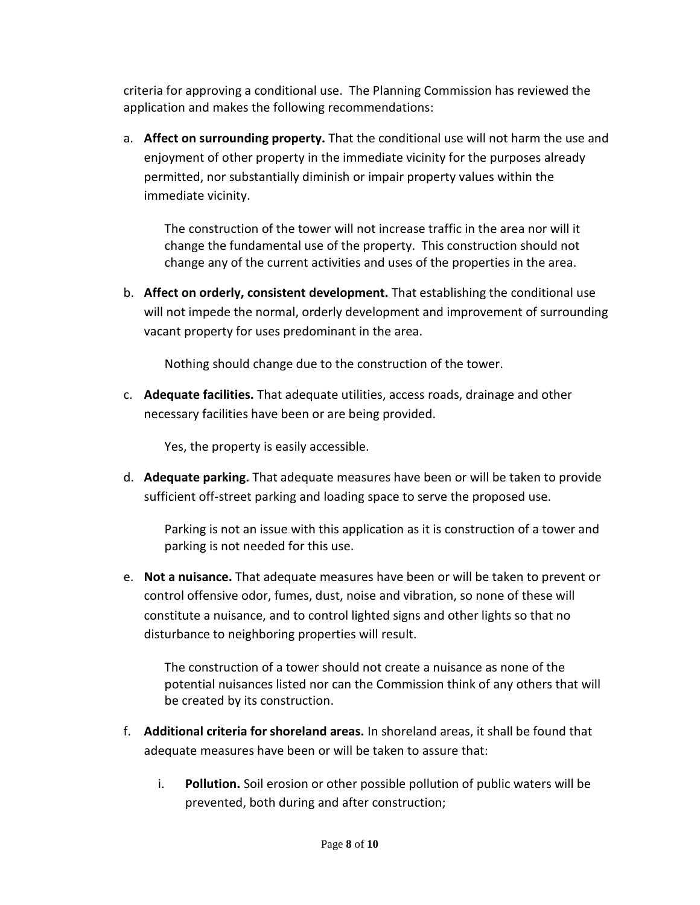criteria for approving a conditional use. The Planning Commission has reviewed the application and makes the following recommendations:

a. **Affect on surrounding property.** That the conditional use will not harm the use and enjoyment of other property in the immediate vicinity for the purposes already permitted, nor substantially diminish or impair property values within the immediate vicinity.

   The construction of the tower will not increase traffic in the area nor will it change the fundamental use of the property. This construction should not change any of the current activities and uses of the properties in the area.

b. **Affect on orderly, consistent development.** That establishing the conditional use will not impede the normal, orderly development and improvement of surrounding vacant property for uses predominant in the area.

   Nothing should change due to the construction of the tower.

c. **Adequate facilities.** That adequate utilities, access roads, drainage and other necessary facilities have been or are being provided.

   Yes, the property is easily accessible.

d. **Adequate parking.** That adequate measures have been or will be taken to provide sufficient off-street parking and loading space to serve the proposed use.

   Parking is not an issue with this application as it is construction of a tower and parking is not needed for this use.

e. **Not a nuisance.** That adequate measures have been or will be taken to prevent or control offensive odor, fumes, dust, noise and vibration, so none of these will constitute a nuisance, and to control lighted signs and other lights so that no disturbance to neighboring properties will result.

   The construction of a tower should not create a nuisance as none of the potential nuisances listed nor can the Commission think of any others that will be created by its construction.

f. **Additional criteria for shoreland areas.** In shoreland areas, it shall be found that adequate measures have been or will be taken to assure that:

   i. **Pollution.** Soil erosion or other possible pollution of public waters will be prevented, both during and after construction;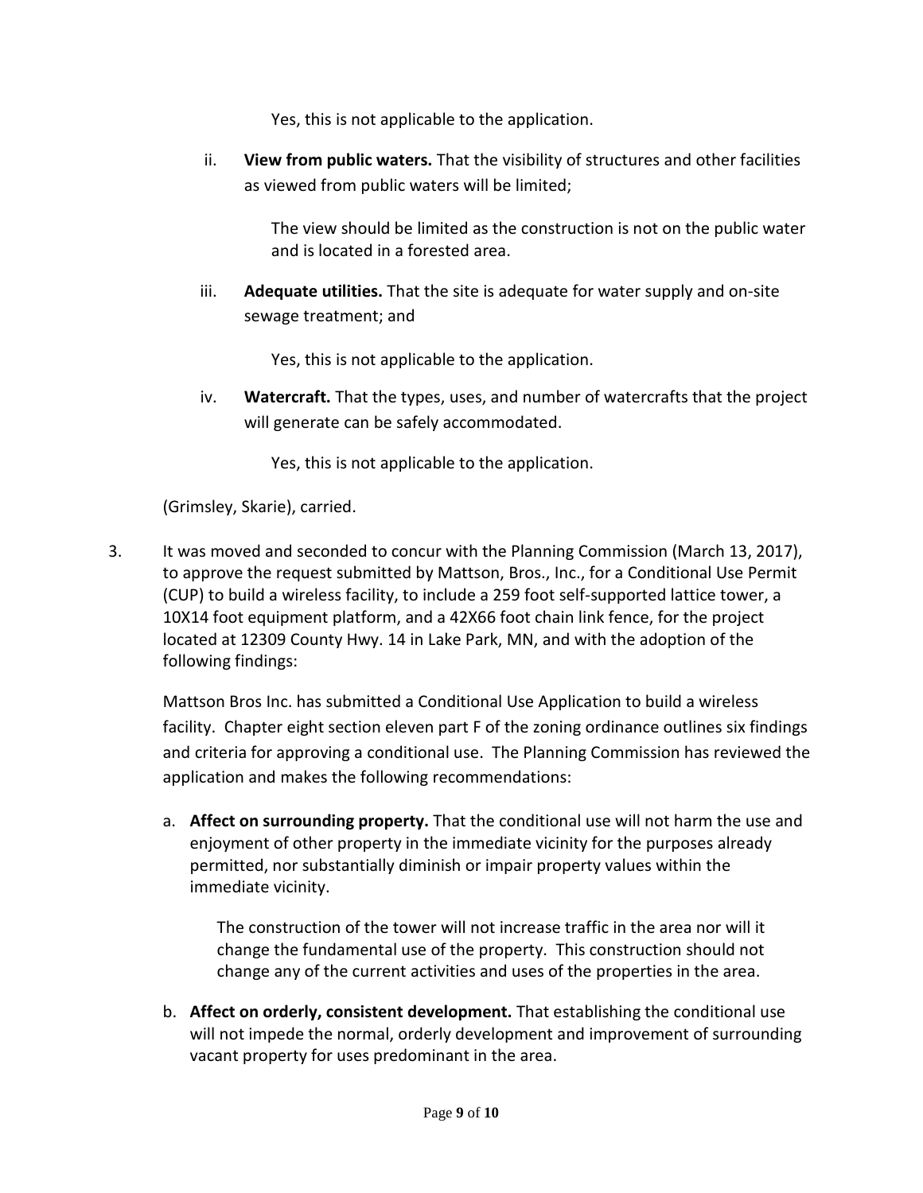Yes, this is not applicable to the application.

ii. **View from public waters.** That the visibility of structures and other facilities as viewed from public waters will be limited;

    The view should be limited as the construction is not on the public water and is located in a forested area.

iii. **Adequate utilities.** That the site is adequate for water supply and on-site sewage treatment; and

    Yes, this is not applicable to the application.

iv. **Watercraft.** That the types, uses, and number of watercrafts that the project will generate can be safely accommodated.

    Yes, this is not applicable to the application.

(Grimsley, Skarie), carried.

3. It was moved and seconded to concur with the Planning Commission (March 13, 2017), to approve the request submitted by Mattson, Bros., Inc., for a Conditional Use Permit (CUP) to build a wireless facility, to include a 259 foot self-supported lattice tower, a 10X14 foot equipment platform, and a 42X66 foot chain link fence, for the project located at 12309 County Hwy. 14 in Lake Park, MN, and with the adoption of the following findings:

   Mattson Bros Inc. has submitted a Conditional Use Application to build a wireless facility. Chapter eight section eleven part F of the zoning ordinance outlines six findings and criteria for approving a conditional use. The Planning Commission has reviewed the application and makes the following recommendations:

   a. **Affect on surrounding property.** That the conditional use will not harm the use and enjoyment of other property in the immediate vicinity for the purposes already permitted, nor substantially diminish or impair property values within the immediate vicinity.

      The construction of the tower will not increase traffic in the area nor will it change the fundamental use of the property. This construction should not change any of the current activities and uses of the properties in the area.

   b. **Affect on orderly, consistent development.** That establishing the conditional use will not impede the normal, orderly development and improvement of surrounding vacant property for uses predominant in the area.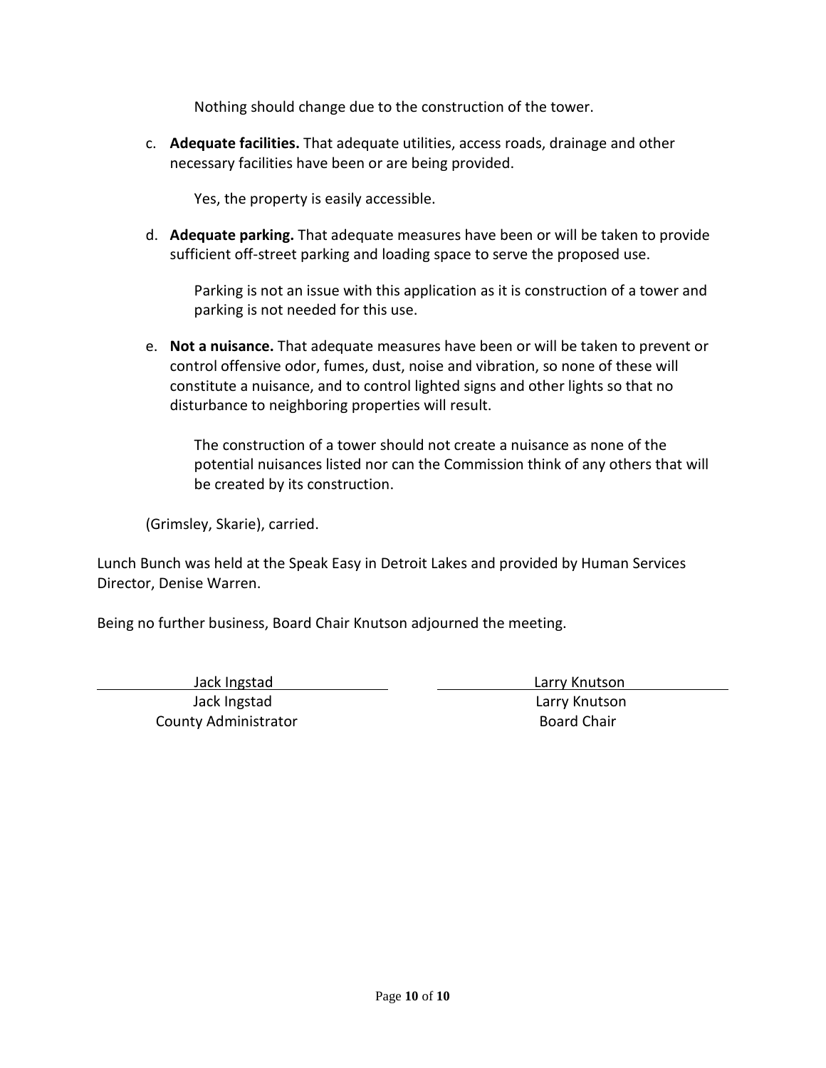Nothing should change due to the construction of the tower.

c. **Adequate facilities.** That adequate utilities, access roads, drainage and other necessary facilities have been or are being provided.

   Yes, the property is easily accessible.

d. **Adequate parking.** That adequate measures have been or will be taken to provide sufficient off-street parking and loading space to serve the proposed use.

   Parking is not an issue with this application as it is construction of a tower and parking is not needed for this use.

e. **Not a nuisance.** That adequate measures have been or will be taken to prevent or control offensive odor, fumes, dust, noise and vibration, so none of these will constitute a nuisance, and to control lighted signs and other lights so that no disturbance to neighboring properties will result.

   The construction of a tower should not create a nuisance as none of the potential nuisances listed nor can the Commission think of any others that will be created by its construction.

(Grimsley, Skarie), carried.

Lunch Bunch was held at the Speak Easy in Detroit Lakes and provided by Human Services Director, Denise Warren.

Being no further business, Board Chair Knutson adjourned the meeting.

Jack Ingstad
Jack Ingstad
County Administrator

Larry Knutson
Larry Knutson
Board Chair